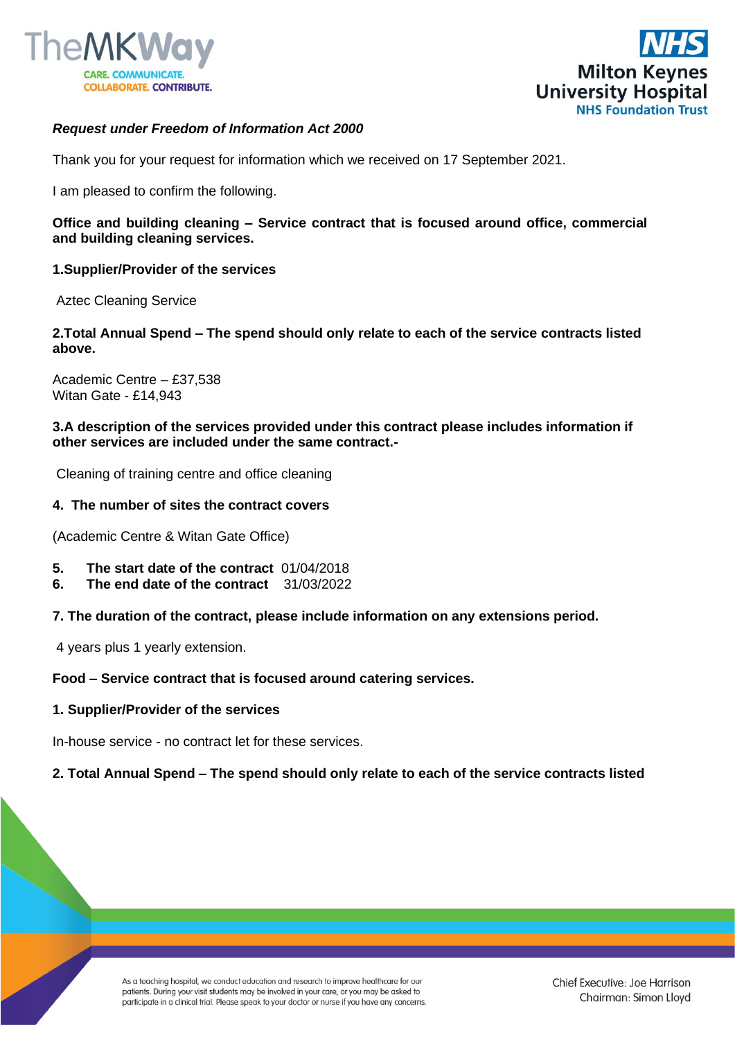***Request under Freedom of Information Act 2000***

Thank you for your request for information which we received on 17 September 2021.

I am pleased to confirm the following.

**Office and building cleaning – Service contract that is focused around office, commercial and building cleaning services.**

**1.Supplier/Provider of the services**

Aztec Cleaning Service

**2.Total Annual Spend – The spend should only relate to each of the service contracts listed above.**

Academic Centre – £37,538
Witan Gate - £14,943

**3.A description of the services provided under this contract please includes information if other services are included under the same contract.-**

Cleaning of training centre and office cleaning

**4. The number of sites the contract covers**

(Academic Centre & Witan Gate Office)

**5. The start date of the contract** 01/04/2018
**6. The end date of the contract** 31/03/2022

**7. The duration of the contract, please include information on any extensions period.**

4 years plus 1 yearly extension.

**Food – Service contract that is focused around catering services.**

**1. Supplier/Provider of the services**

In-house service - no contract let for these services.

**2. Total Annual Spend – The spend should only relate to each of the service contracts listed**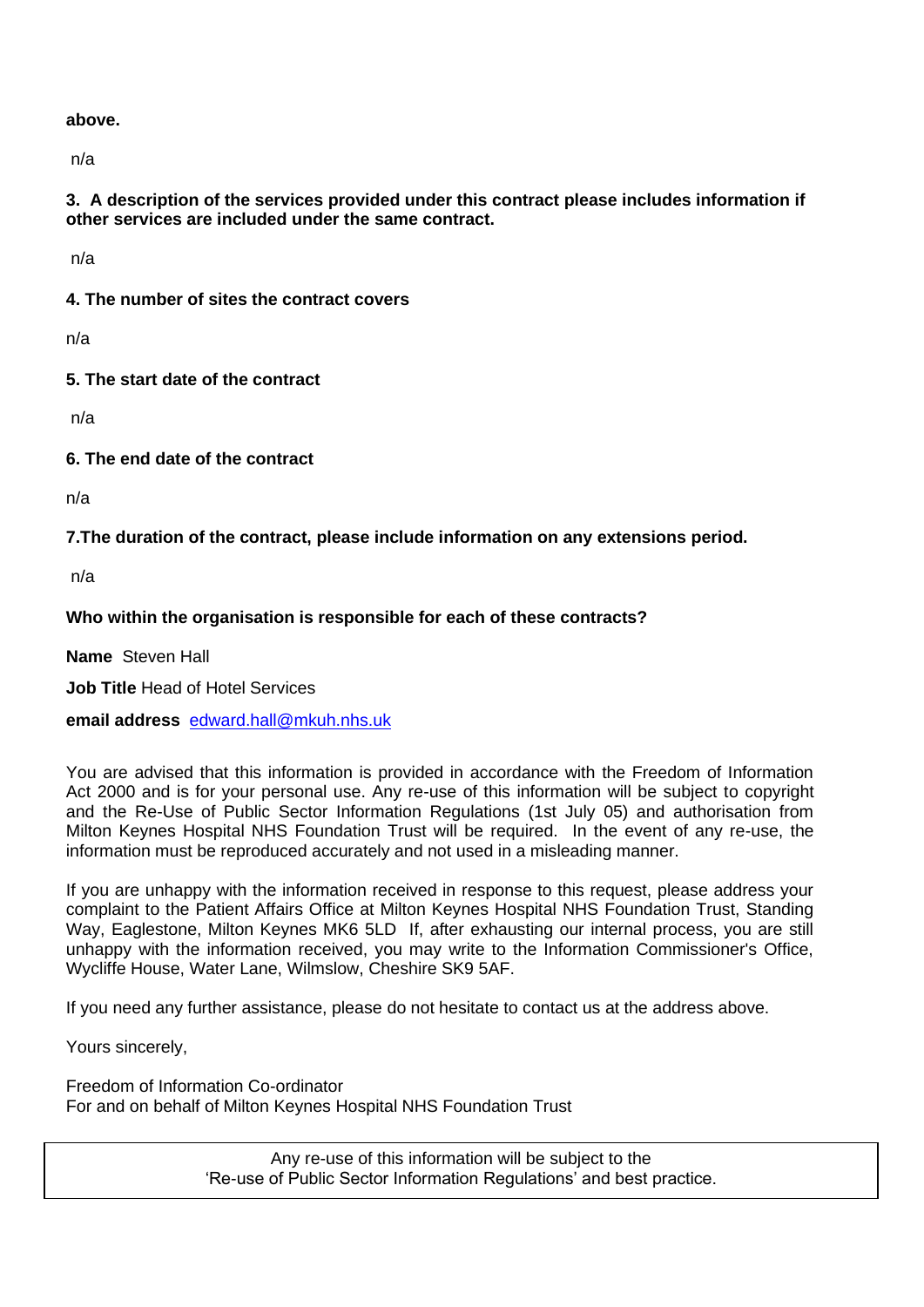**above.**

n/a

**3. A description of the services provided under this contract please includes information if other services are included under the same contract.**

n/a

**4. The number of sites the contract covers**

n/a

**5. The start date of the contract**

n/a

**6. The end date of the contract**

n/a

**7.The duration of the contract, please include information on any extensions period.**

n/a

**Who within the organisation is responsible for each of these contracts?**

**Name** Steven Hall

**Job Title** Head of Hotel Services

**email address** edward.hall@mkuh.nhs.uk

You are advised that this information is provided in accordance with the Freedom of Information Act 2000 and is for your personal use. Any re-use of this information will be subject to copyright and the Re-Use of Public Sector Information Regulations (1st July 05) and authorisation from Milton Keynes Hospital NHS Foundation Trust will be required. In the event of any re-use, the information must be reproduced accurately and not used in a misleading manner.

If you are unhappy with the information received in response to this request, please address your complaint to the Patient Affairs Office at Milton Keynes Hospital NHS Foundation Trust, Standing Way, Eaglestone, Milton Keynes MK6 5LD If, after exhausting our internal process, you are still unhappy with the information received, you may write to the Information Commissioner's Office, Wycliffe House, Water Lane, Wilmslow, Cheshire SK9 5AF.

If you need any further assistance, please do not hesitate to contact us at the address above.

Yours sincerely,

Freedom of Information Co-ordinator
For and on behalf of Milton Keynes Hospital NHS Foundation Trust

Any re-use of this information will be subject to the
'Re-use of Public Sector Information Regulations' and best practice.